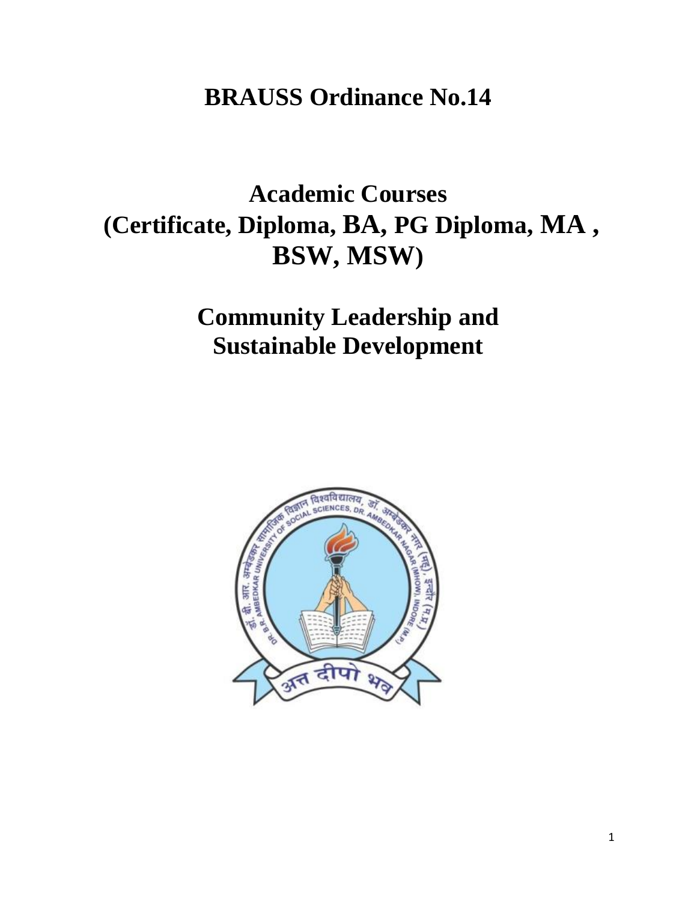# BRAUSS Ordinance No.14

# Academic Courses (Certificate, Diploma, BA, PG Diploma, MA , BSW, MSW)

# Community Leadership and Sustainable Development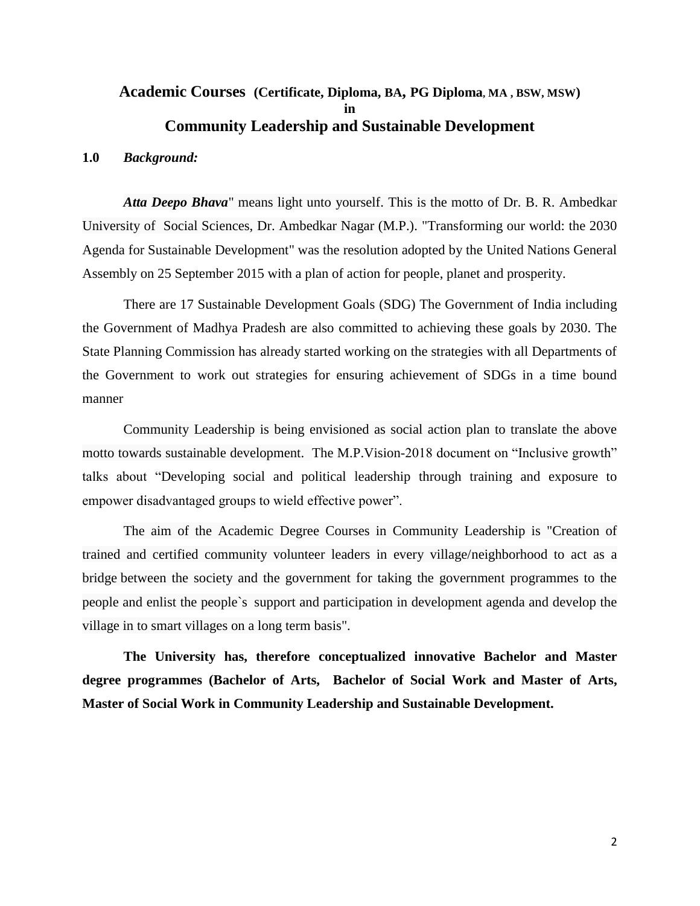# Academic Courses (Certificate, Diploma, BA, PG Diploma, MA , BSW, MSW) in Community Leadership and Sustainable Development

## 1.0 *Background:*

***Atta Deepo Bhava***" means light unto yourself. This is the motto of Dr. B. R. Ambedkar University of Social Sciences, Dr. Ambedkar Nagar (M.P.). "Transforming our world: the 2030 Agenda for Sustainable Development" was the resolution adopted by the United Nations General Assembly on 25 September 2015 with a plan of action for people, planet and prosperity.

There are 17 Sustainable Development Goals (SDG) The Government of India including the Government of Madhya Pradesh are also committed to achieving these goals by 2030. The State Planning Commission has already started working on the strategies with all Departments of the Government to work out strategies for ensuring achievement of SDGs in a time bound manner

Community Leadership is being envisioned as social action plan to translate the above motto towards sustainable development. The M.P.Vision-2018 document on "Inclusive growth" talks about "Developing social and political leadership through training and exposure to empower disadvantaged groups to wield effective power".

The aim of the Academic Degree Courses in Community Leadership is "Creation of trained and certified community volunteer leaders in every village/neighborhood to act as a bridge between the society and the government for taking the government programmes to the people and enlist the people`s support and participation in development agenda and develop the village in to smart villages on a long term basis".

**The University has, therefore conceptualized innovative Bachelor and Master degree programmes (Bachelor of Arts, Bachelor of Social Work and Master of Arts, Master of Social Work in Community Leadership and Sustainable Development.**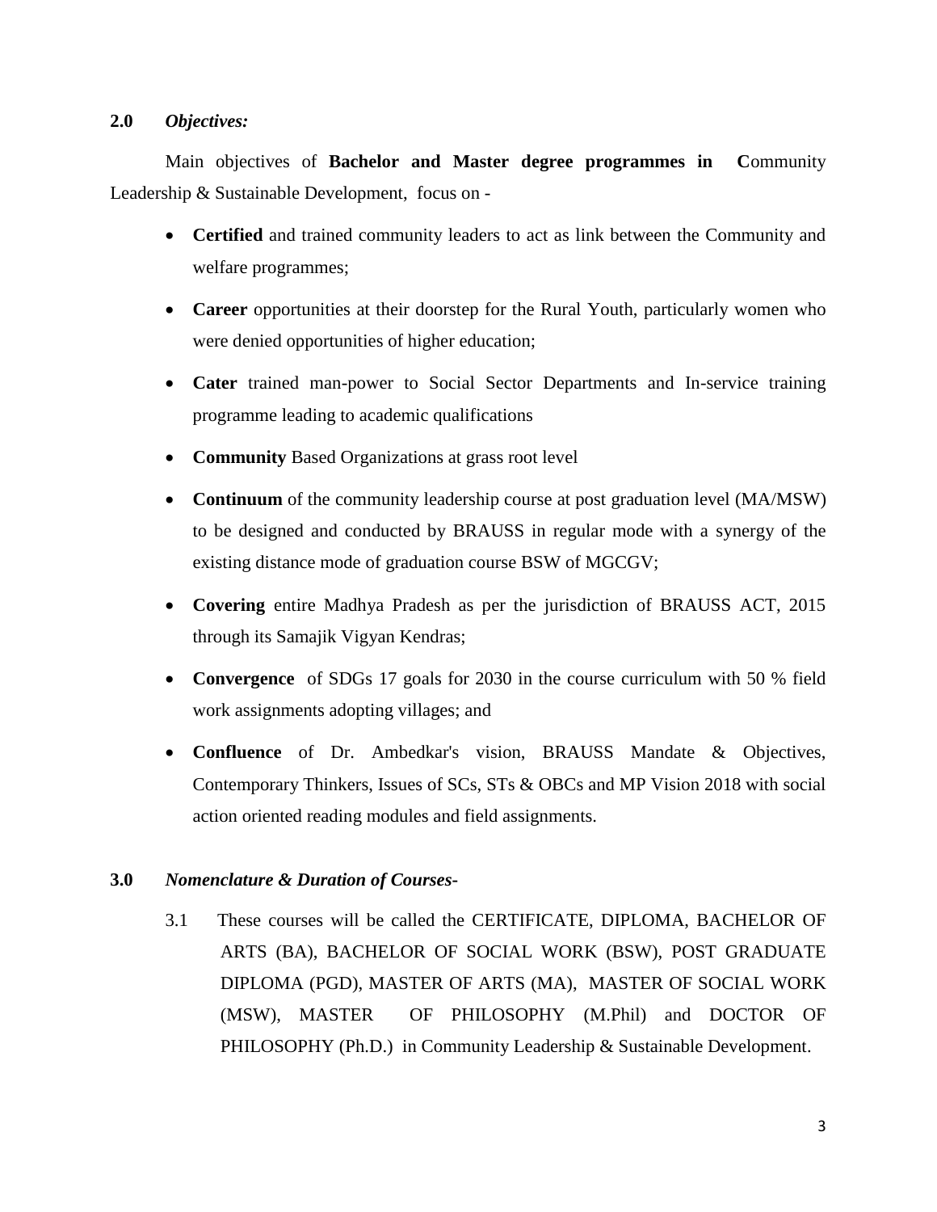## 2.0 *Objectives:*

Main objectives of **Bachelor and Master degree programmes in C**ommunity Leadership & Sustainable Development, focus on -

- **Certified** and trained community leaders to act as link between the Community and welfare programmes;
- **Career** opportunities at their doorstep for the Rural Youth, particularly women who were denied opportunities of higher education;
- **Cater** trained man-power to Social Sector Departments and In-service training programme leading to academic qualifications
- **Community** Based Organizations at grass root level
- **Continuum** of the community leadership course at post graduation level (MA/MSW) to be designed and conducted by BRAUSS in regular mode with a synergy of the existing distance mode of graduation course BSW of MGCGV;
- **Covering** entire Madhya Pradesh as per the jurisdiction of BRAUSS ACT, 2015 through its Samajik Vigyan Kendras;
- **Convergence** of SDGs 17 goals for 2030 in the course curriculum with 50 % field work assignments adopting villages; and
- **Confluence** of Dr. Ambedkar's vision, BRAUSS Mandate & Objectives, Contemporary Thinkers, Issues of SCs, STs & OBCs and MP Vision 2018 with social action oriented reading modules and field assignments.

## 3.0 *Nomenclature & Duration of Courses-*

3.1 These courses will be called the CERTIFICATE, DIPLOMA, BACHELOR OF ARTS (BA), BACHELOR OF SOCIAL WORK (BSW), POST GRADUATE DIPLOMA (PGD), MASTER OF ARTS (MA), MASTER OF SOCIAL WORK (MSW), MASTER OF PHILOSOPHY (M.Phil) and DOCTOR OF PHILOSOPHY (Ph.D.) in Community Leadership & Sustainable Development.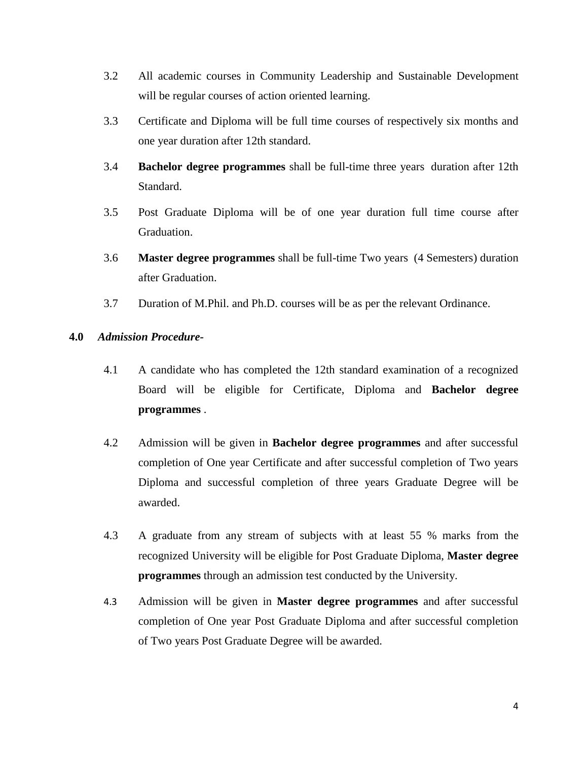3.2 All academic courses in Community Leadership and Sustainable Development will be regular courses of action oriented learning.

3.3 Certificate and Diploma will be full time courses of respectively six months and one year duration after 12th standard.

3.4 **Bachelor degree programmes** shall be full-time three years duration after 12th Standard.

3.5 Post Graduate Diploma will be of one year duration full time course after Graduation.

3.6 **Master degree programmes** shall be full-time Two years (4 Semesters) duration after Graduation.

3.7 Duration of M.Phil. and Ph.D. courses will be as per the relevant Ordinance.

**4.0** ***Admission Procedure-***

4.1 A candidate who has completed the 12th standard examination of a recognized Board will be eligible for Certificate, Diploma and **Bachelor degree programmes** .

4.2 Admission will be given in **Bachelor degree programmes** and after successful completion of One year Certificate and after successful completion of Two years Diploma and successful completion of three years Graduate Degree will be awarded.

4.3 A graduate from any stream of subjects with at least 55 % marks from the recognized University will be eligible for Post Graduate Diploma, **Master degree programmes** through an admission test conducted by the University.

4.3 Admission will be given in **Master degree programmes** and after successful completion of One year Post Graduate Diploma and after successful completion of Two years Post Graduate Degree will be awarded.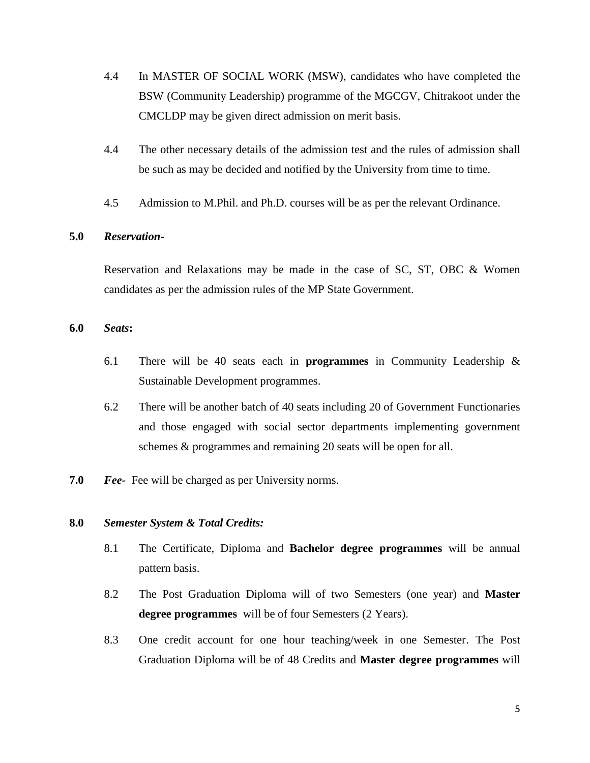4.4 In MASTER OF SOCIAL WORK (MSW), candidates who have completed the BSW (Community Leadership) programme of the MGCGV, Chitrakoot under the CMCLDP may be given direct admission on merit basis.

4.4 The other necessary details of the admission test and the rules of admission shall be such as may be decided and notified by the University from time to time.

4.5 Admission to M.Phil. and Ph.D. courses will be as per the relevant Ordinance.

**5.0** ***Reservation-***

Reservation and Relaxations may be made in the case of SC, ST, OBC & Women candidates as per the admission rules of the MP State Government.

**6.0** ***Seats*:**

6.1 There will be 40 seats each in **programmes** in Community Leadership & Sustainable Development programmes.

6.2 There will be another batch of 40 seats including 20 of Government Functionaries and those engaged with social sector departments implementing government schemes & programmes and remaining 20 seats will be open for all.

**7.0** ***Fee-*** Fee will be charged as per University norms.

**8.0** ***Semester System & Total Credits:***

8.1 The Certificate, Diploma and **Bachelor degree programmes** will be annual pattern basis.

8.2 The Post Graduation Diploma will of two Semesters (one year) and **Master degree programmes** will be of four Semesters (2 Years).

8.3 One credit account for one hour teaching/week in one Semester. The Post Graduation Diploma will be of 48 Credits and **Master degree programmes** will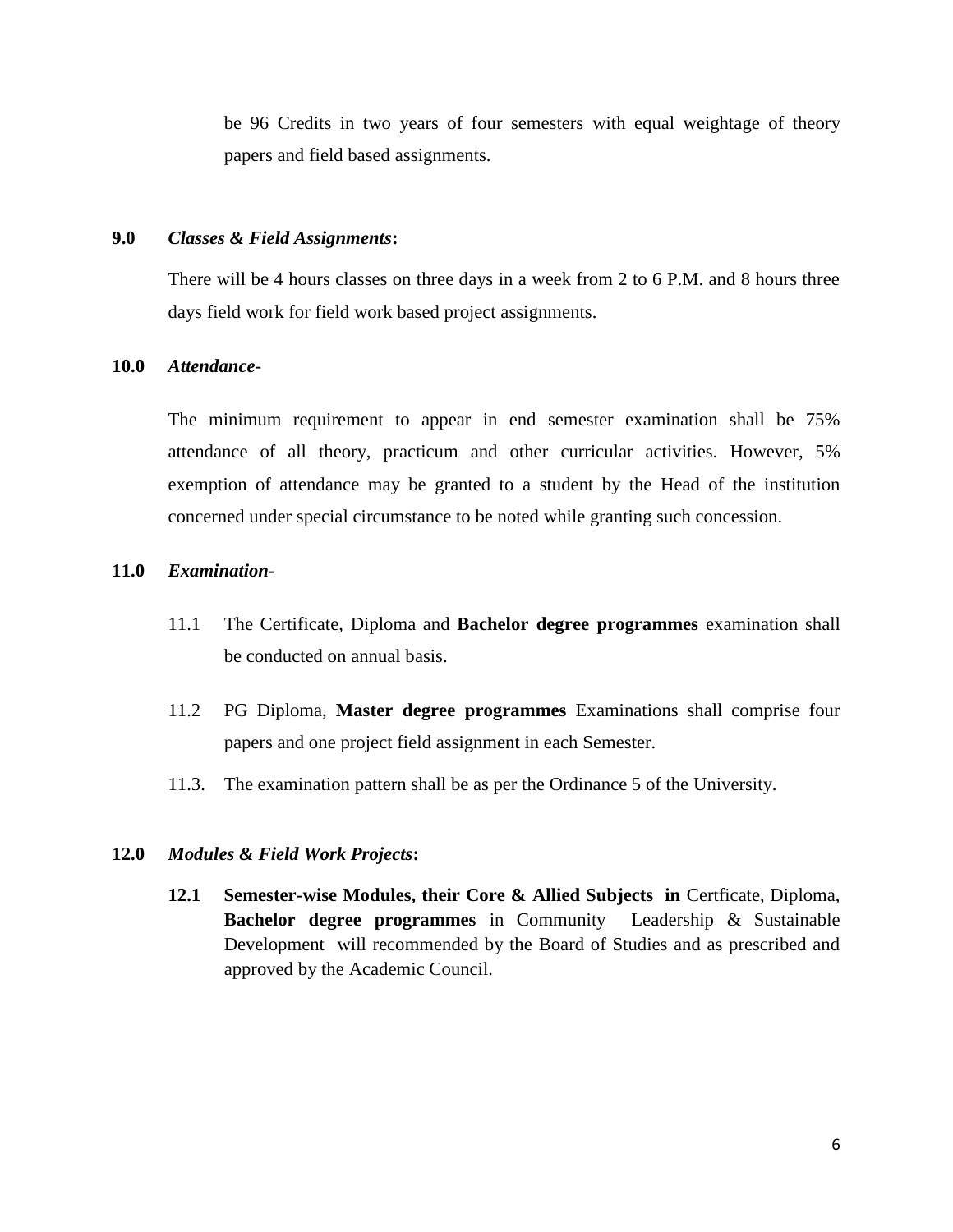be 96 Credits in two years of four semesters with equal weightage of theory papers and field based assignments.

**9.0** ***Classes & Field Assignments*:**

There will be 4 hours classes on three days in a week from 2 to 6 P.M. and 8 hours three days field work for field work based project assignments.

**10.0** ***Attendance-***

The minimum requirement to appear in end semester examination shall be 75% attendance of all theory, practicum and other curricular activities. However, 5% exemption of attendance may be granted to a student by the Head of the institution concerned under special circumstance to be noted while granting such concession.

**11.0** ***Examination-***

11.1 The Certificate, Diploma and **Bachelor degree programmes** examination shall be conducted on annual basis.

11.2 PG Diploma, **Master degree programmes** Examinations shall comprise four papers and one project field assignment in each Semester.

11.3. The examination pattern shall be as per the Ordinance 5 of the University.

**12.0** ***Modules & Field Work Projects*:**

**12.1** **Semester-wise Modules, their Core & Allied Subjects in** Certficate, Diploma, **Bachelor degree programmes** in Community Leadership & Sustainable Development will recommended by the Board of Studies and as prescribed and approved by the Academic Council.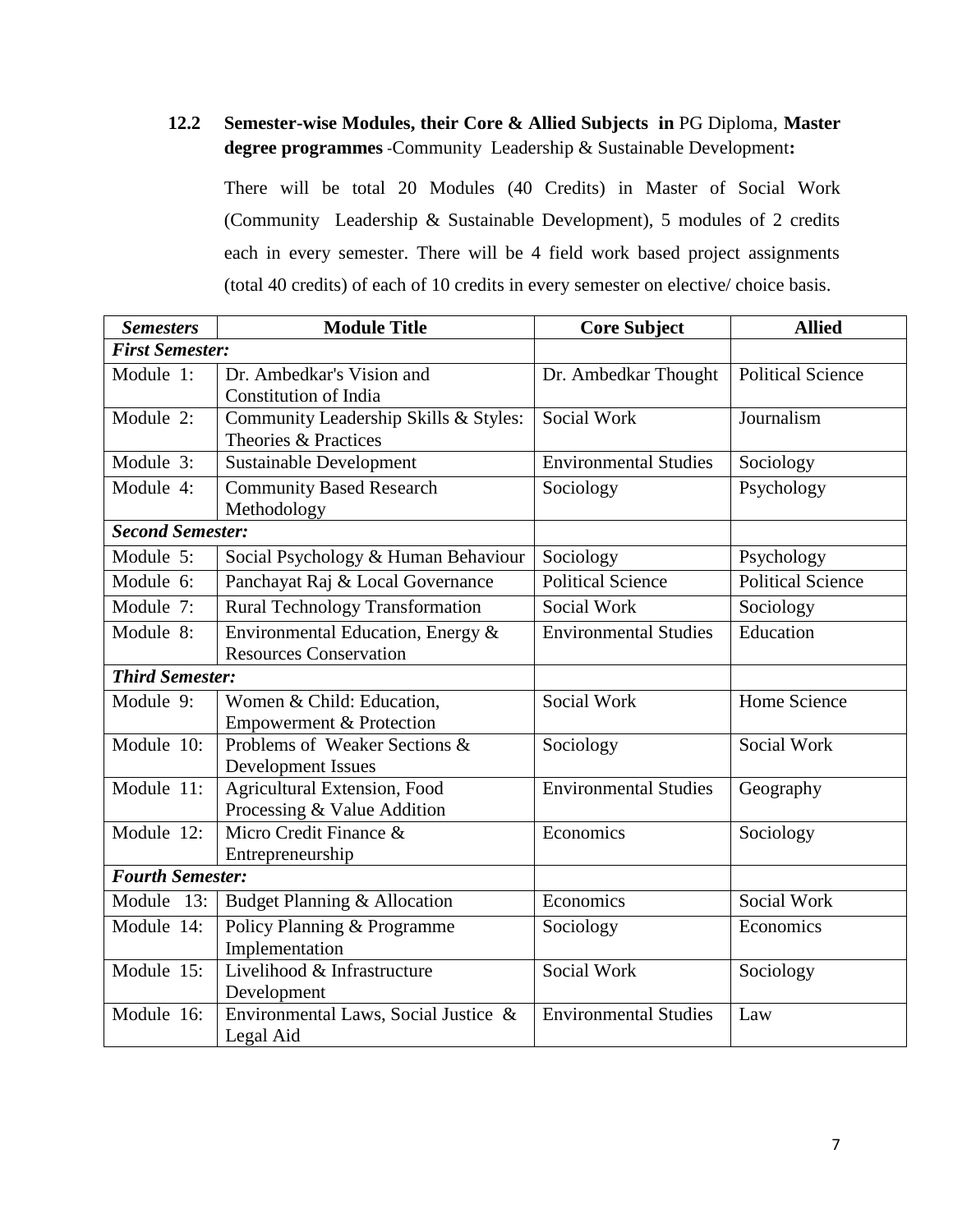### 12.2 Semester-wise Modules, their Core & Allied Subjects in PG Diploma, Master degree programmes -Community Leadership & Sustainable Development:

There will be total 20 Modules (40 Credits) in Master of Social Work (Community Leadership & Sustainable Development), 5 modules of 2 credits each in every semester. There will be 4 field work based project assignments (total 40 credits) of each of 10 credits in every semester on elective/ choice basis.

| ***Semesters*** | **Module Title** | **Core Subject** | **Allied** |
|---|---|---|---|
| ***First Semester:*** | | | |
| Module 1: | Dr. Ambedkar's Vision and Constitution of India | Dr. Ambedkar Thought | Political Science |
| Module 2: | Community Leadership Skills & Styles: Theories & Practices | Social Work | Journalism |
| Module 3: | Sustainable Development | Environmental Studies | Sociology |
| Module 4: | Community Based Research Methodology | Sociology | Psychology |
| ***Second Semester:*** | | | |
| Module 5: | Social Psychology & Human Behaviour | Sociology | Psychology |
| Module 6: | Panchayat Raj & Local Governance | Political Science | Political Science |
| Module 7: | Rural Technology Transformation | Social Work | Sociology |
| Module 8: | Environmental Education, Energy & Resources Conservation | Environmental Studies | Education |
| ***Third Semester:*** | | | |
| Module 9: | Women & Child: Education, Empowerment & Protection | Social Work | Home Science |
| Module 10: | Problems of Weaker Sections & Development Issues | Sociology | Social Work |
| Module 11: | Agricultural Extension, Food Processing & Value Addition | Environmental Studies | Geography |
| Module 12: | Micro Credit Finance & Entrepreneurship | Economics | Sociology |
| ***Fourth Semester:*** | | | |
| Module 13: | Budget Planning & Allocation | Economics | Social Work |
| Module 14: | Policy Planning & Programme Implementation | Sociology | Economics |
| Module 15: | Livelihood & Infrastructure Development | Social Work | Sociology |
| Module 16: | Environmental Laws, Social Justice & Legal Aid | Environmental Studies | Law |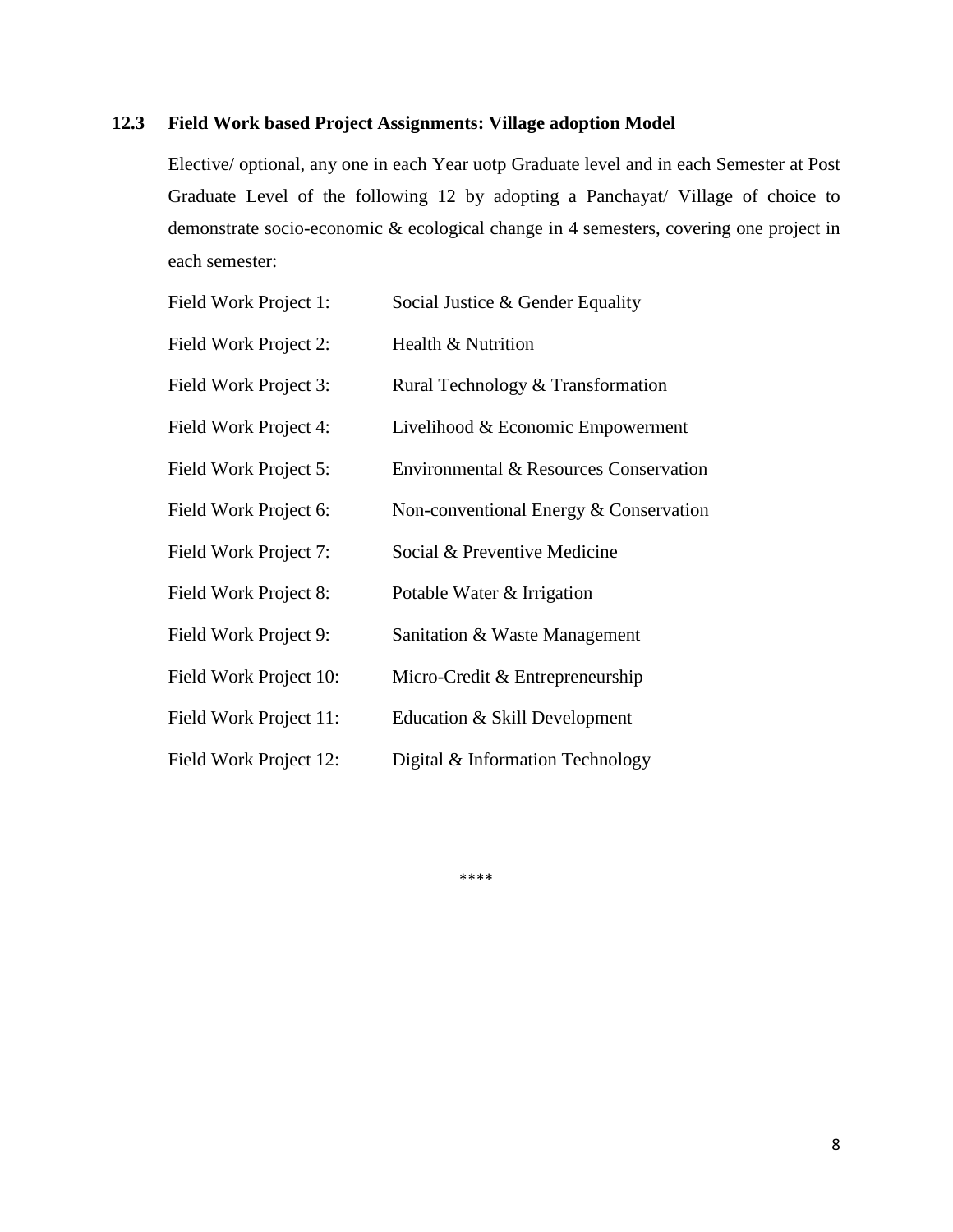### 12.3 Field Work based Project Assignments: Village adoption Model

Elective/ optional, any one in each Year uotp Graduate level and in each Semester at Post Graduate Level of the following 12 by adopting a Panchayat/ Village of choice to demonstrate socio-economic & ecological change in 4 semesters, covering one project in each semester:

| | |
|---|---|
| Field Work Project 1: | Social Justice & Gender Equality |
| Field Work Project 2: | Health & Nutrition |
| Field Work Project 3: | Rural Technology & Transformation |
| Field Work Project 4: | Livelihood & Economic Empowerment |
| Field Work Project 5: | Environmental & Resources Conservation |
| Field Work Project 6: | Non-conventional Energy & Conservation |
| Field Work Project 7: | Social & Preventive Medicine |
| Field Work Project 8: | Potable Water & Irrigation |
| Field Work Project 9: | Sanitation & Waste Management |
| Field Work Project 10: | Micro-Credit & Entrepreneurship |
| Field Work Project 11: | Education & Skill Development |
| Field Work Project 12: | Digital & Information Technology |

****